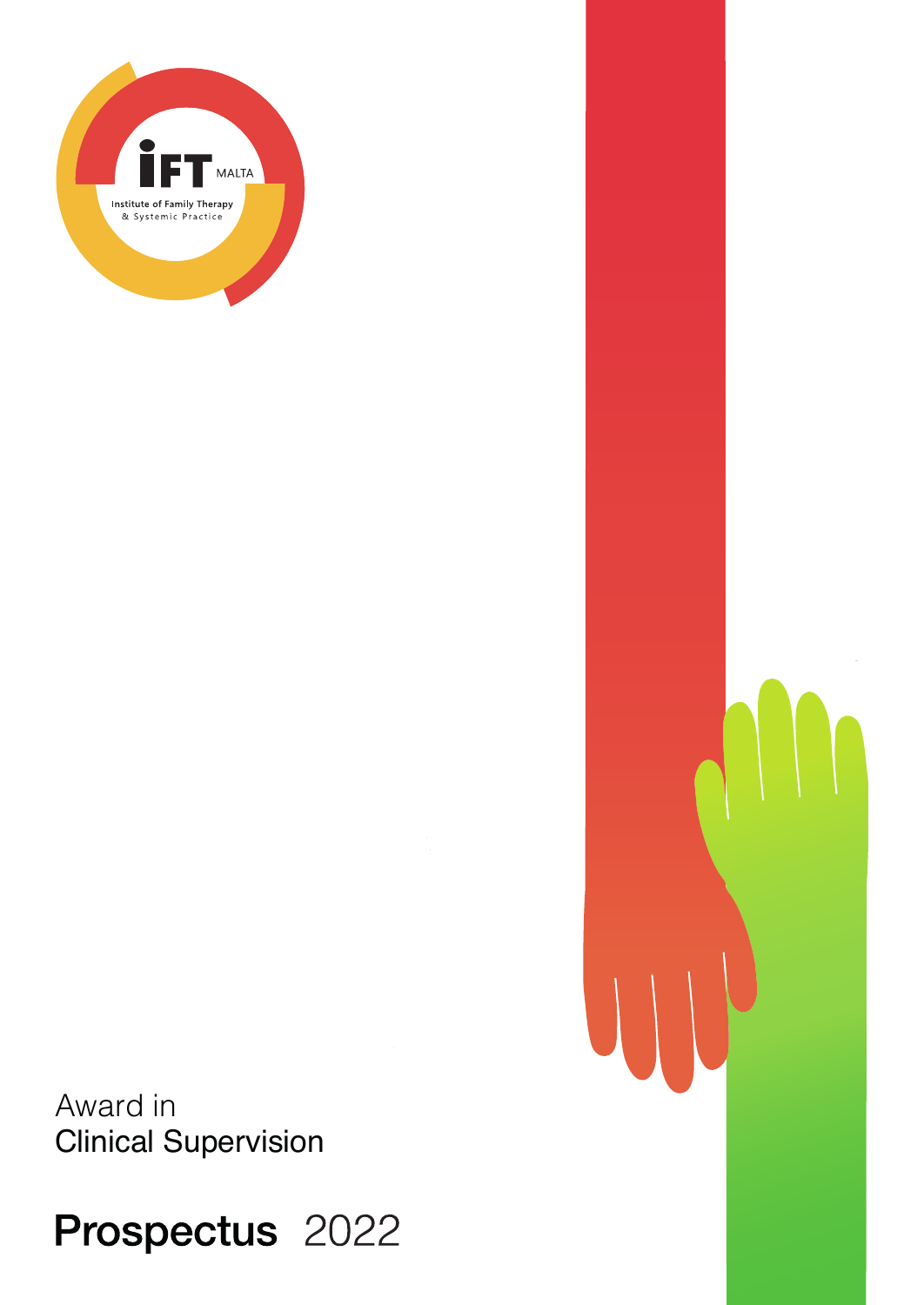iFT MALTA

Institute of Family Therapy & Systemic Practice

Award in
Clinical Supervision

# Prospectus 2022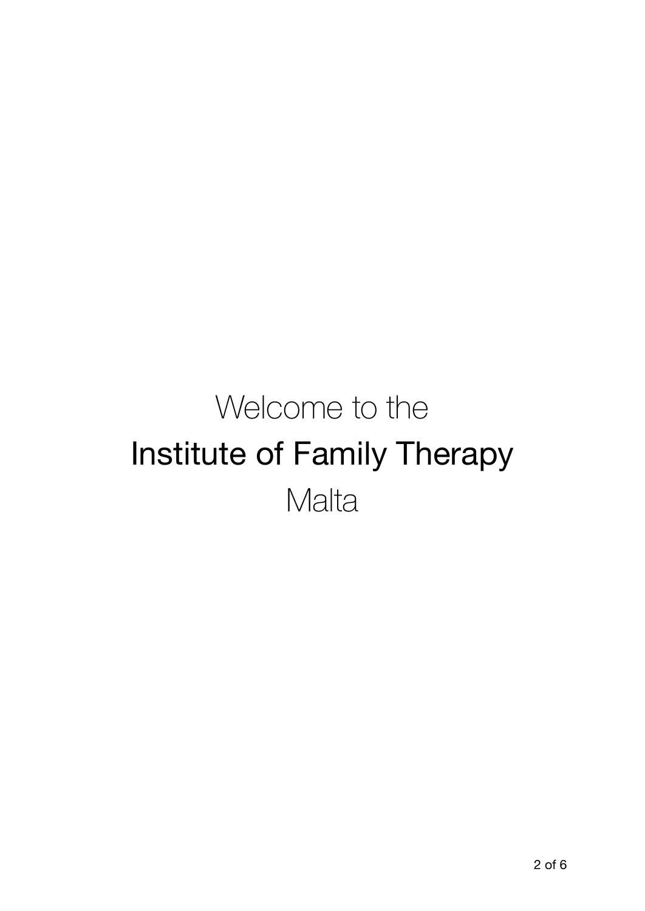Welcome to the

# Institute of Family Therapy

Malta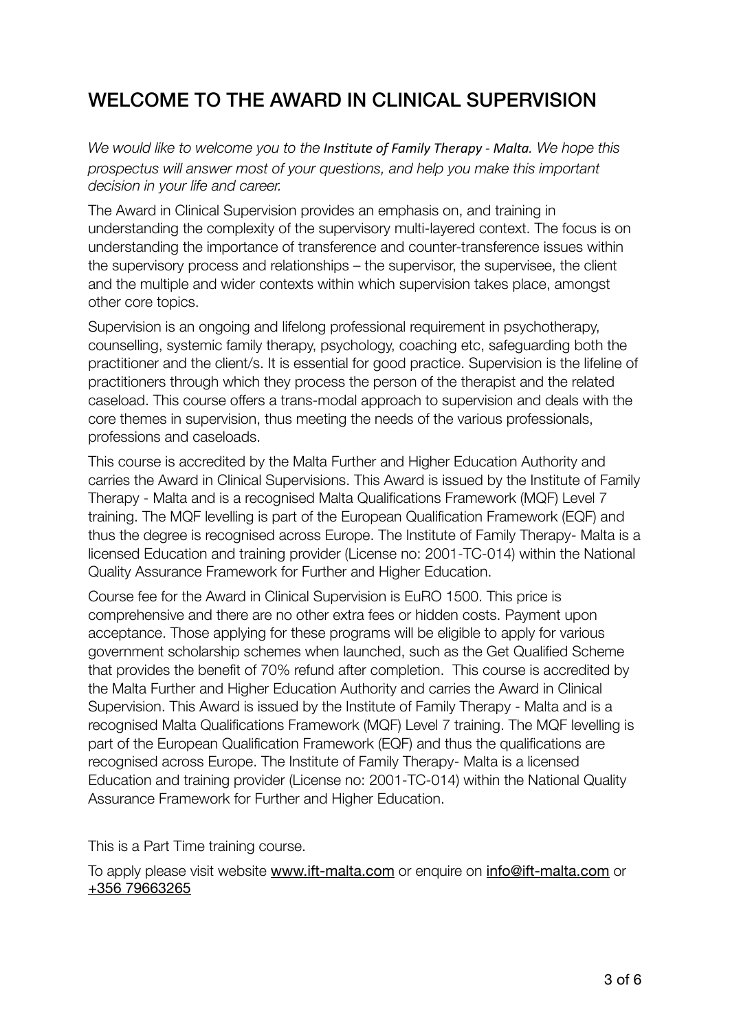# WELCOME TO THE AWARD IN CLINICAL SUPERVISION

*We would like to welcome you to the Institute of Family Therapy - Malta. We hope this prospectus will answer most of your questions, and help you make this important decision in your life and career.*

The Award in Clinical Supervision provides an emphasis on, and training in understanding the complexity of the supervisory multi-layered context. The focus is on understanding the importance of transference and counter-transference issues within the supervisory process and relationships – the supervisor, the supervisee, the client and the multiple and wider contexts within which supervision takes place, amongst other core topics.

Supervision is an ongoing and lifelong professional requirement in psychotherapy, counselling, systemic family therapy, psychology, coaching etc, safeguarding both the practitioner and the client/s. It is essential for good practice. Supervision is the lifeline of practitioners through which they process the person of the therapist and the related caseload. This course offers a trans-modal approach to supervision and deals with the core themes in supervision, thus meeting the needs of the various professionals, professions and caseloads.

This course is accredited by the Malta Further and Higher Education Authority and carries the Award in Clinical Supervisions. This Award is issued by the Institute of Family Therapy - Malta and is a recognised Malta Qualifications Framework (MQF) Level 7 training. The MQF levelling is part of the European Qualification Framework (EQF) and thus the degree is recognised across Europe. The Institute of Family Therapy- Malta is a licensed Education and training provider (License no: 2001-TC-014) within the National Quality Assurance Framework for Further and Higher Education.

Course fee for the Award in Clinical Supervision is EuRO 1500. This price is comprehensive and there are no other extra fees or hidden costs. Payment upon acceptance. Those applying for these programs will be eligible to apply for various government scholarship schemes when launched, such as the Get Qualified Scheme that provides the benefit of 70% refund after completion. This course is accredited by the Malta Further and Higher Education Authority and carries the Award in Clinical Supervision. This Award is issued by the Institute of Family Therapy - Malta and is a recognised Malta Qualifications Framework (MQF) Level 7 training. The MQF levelling is part of the European Qualification Framework (EQF) and thus the qualifications are recognised across Europe. The Institute of Family Therapy- Malta is a licensed Education and training provider (License no: 2001-TC-014) within the National Quality Assurance Framework for Further and Higher Education.

This is a Part Time training course.

To apply please visit website www.ift-malta.com or enquire on info@ift-malta.com or +356 79663265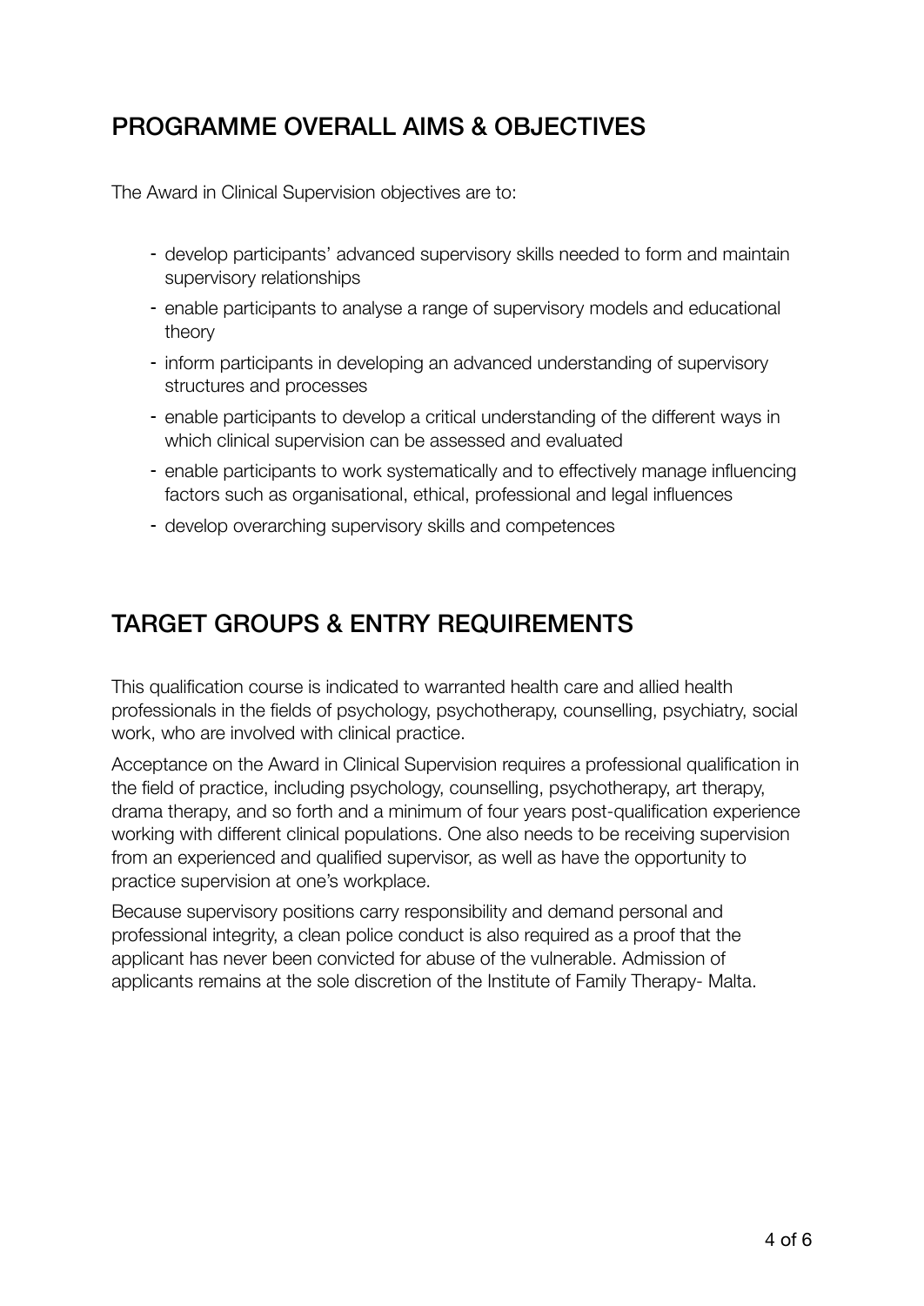## PROGRAMME OVERALL AIMS & OBJECTIVES

The Award in Clinical Supervision objectives are to:

- develop participants' advanced supervisory skills needed to form and maintain supervisory relationships
- enable participants to analyse a range of supervisory models and educational theory
- inform participants in developing an advanced understanding of supervisory structures and processes
- enable participants to develop a critical understanding of the different ways in which clinical supervision can be assessed and evaluated
- enable participants to work systematically and to effectively manage influencing factors such as organisational, ethical, professional and legal influences
- develop overarching supervisory skills and competences

## TARGET GROUPS & ENTRY REQUIREMENTS

This qualification course is indicated to warranted health care and allied health professionals in the fields of psychology, psychotherapy, counselling, psychiatry, social work, who are involved with clinical practice.

Acceptance on the Award in Clinical Supervision requires a professional qualification in the field of practice, including psychology, counselling, psychotherapy, art therapy, drama therapy, and so forth and a minimum of four years post-qualification experience working with different clinical populations. One also needs to be receiving supervision from an experienced and qualified supervisor, as well as have the opportunity to practice supervision at one's workplace.

Because supervisory positions carry responsibility and demand personal and professional integrity, a clean police conduct is also required as a proof that the applicant has never been convicted for abuse of the vulnerable. Admission of applicants remains at the sole discretion of the Institute of Family Therapy- Malta.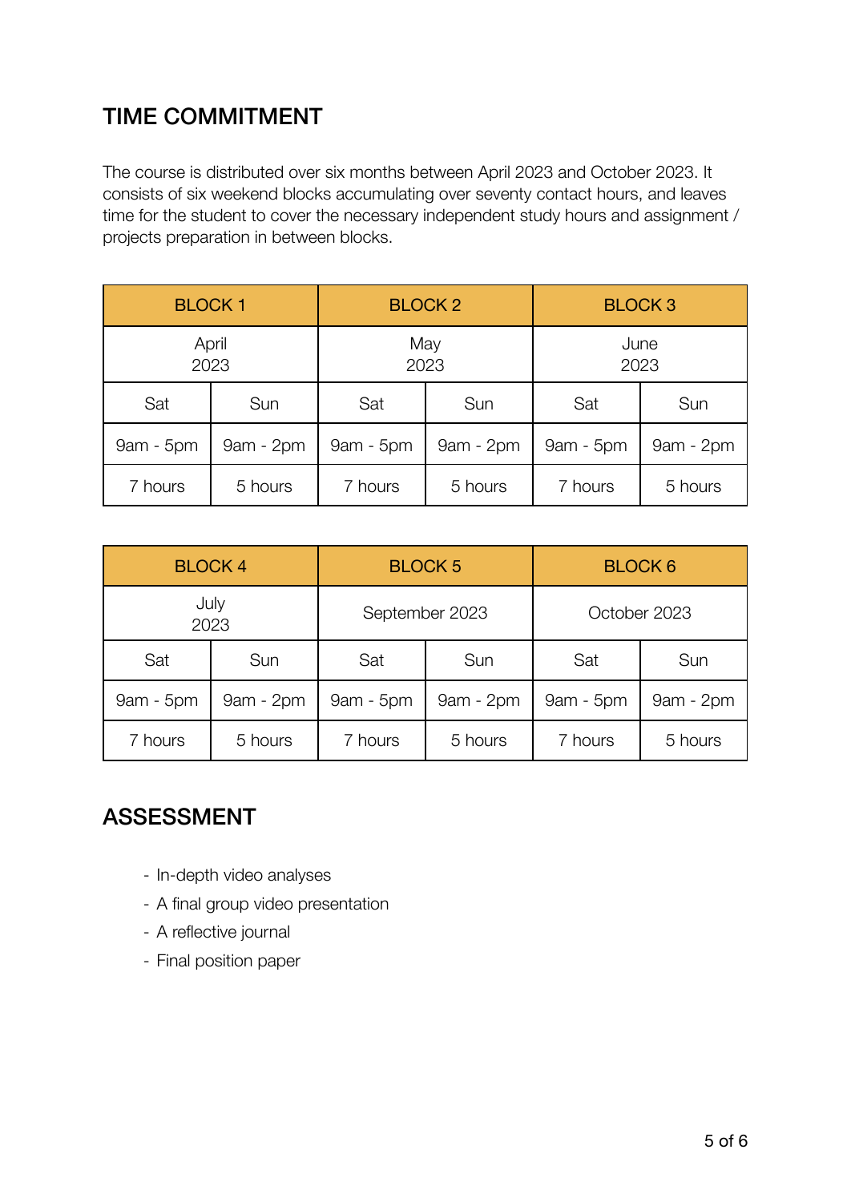## TIME COMMITMENT

The course is distributed over six months between April 2023 and October 2023. It consists of six weekend blocks accumulating over seventy contact hours, and leaves time for the student to cover the necessary independent study hours and assignment / projects preparation in between blocks.

| BLOCK 1 | | BLOCK 2 | | BLOCK 3 | |
|---|---|---|---|---|---|
| April 2023 | | May 2023 | | June 2023 | |
| Sat | Sun | Sat | Sun | Sat | Sun |
| 9am - 5pm | 9am - 2pm | 9am - 5pm | 9am - 2pm | 9am - 5pm | 9am - 2pm |
| 7 hours | 5 hours | 7 hours | 5 hours | 7 hours | 5 hours |

| BLOCK 4 | | BLOCK 5 | | BLOCK 6 | |
|---|---|---|---|---|---|
| July 2023 | | September 2023 | | October 2023 | |
| Sat | Sun | Sat | Sun | Sat | Sun |
| 9am - 5pm | 9am - 2pm | 9am - 5pm | 9am - 2pm | 9am - 5pm | 9am - 2pm |
| 7 hours | 5 hours | 7 hours | 5 hours | 7 hours | 5 hours |

## ASSESSMENT

- In-depth video analyses
- A final group video presentation
- A reflective journal
- Final position paper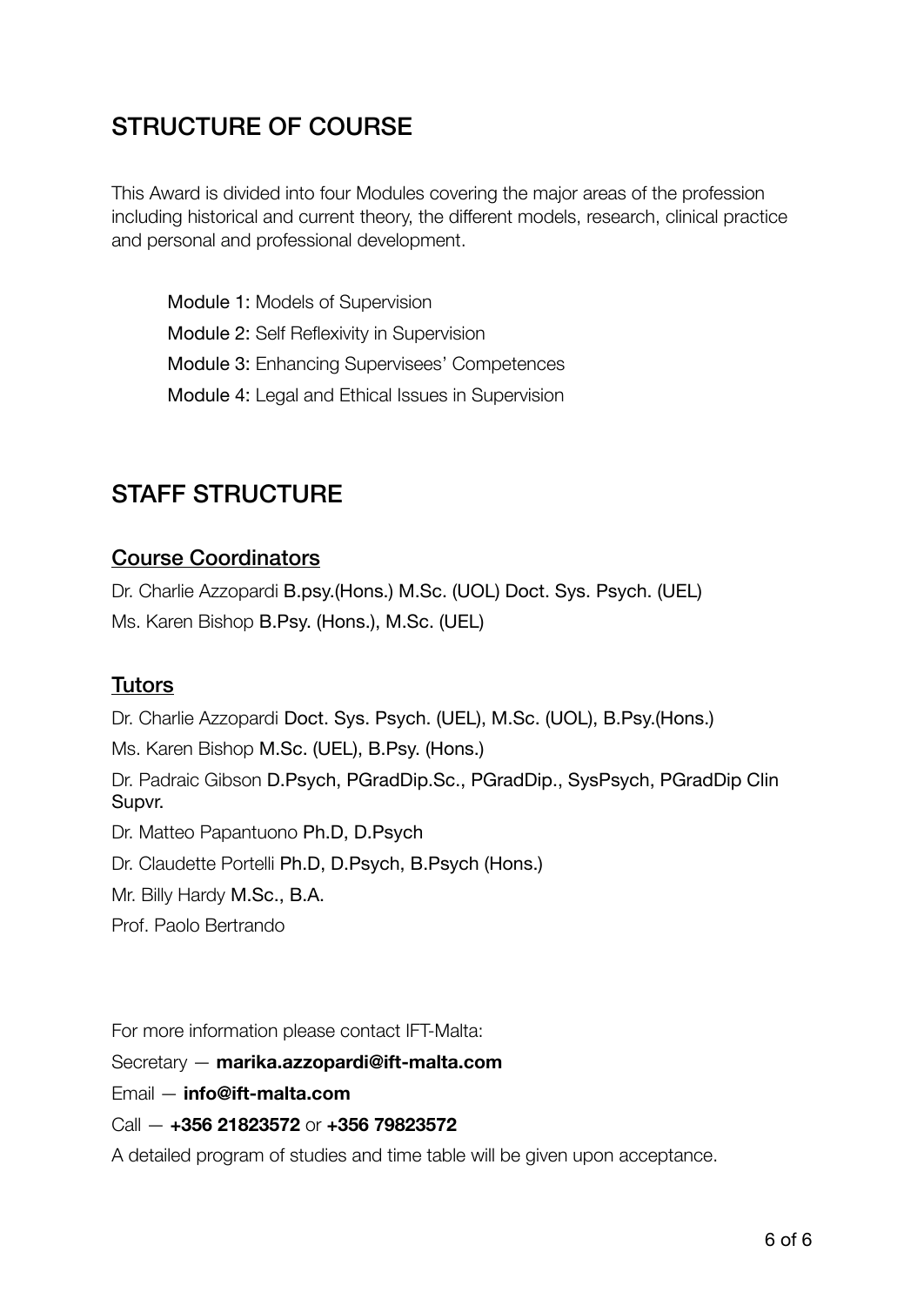## STRUCTURE OF COURSE

This Award is divided into four Modules covering the major areas of the profession including historical and current theory, the different models, research, clinical practice and personal and professional development.

Module 1: Models of Supervision

Module 2: Self Reflexivity in Supervision

Module 3: Enhancing Supervisees' Competences

Module 4: Legal and Ethical Issues in Supervision

## STAFF STRUCTURE

### Course Coordinators

Dr. Charlie Azzopardi B.psy.(Hons.) M.Sc. (UOL) Doct. Sys. Psych. (UEL)

Ms. Karen Bishop B.Psy. (Hons.), M.Sc. (UEL)

### Tutors

Dr. Charlie Azzopardi Doct. Sys. Psych. (UEL), M.Sc. (UOL), B.Psy.(Hons.)

Ms. Karen Bishop M.Sc. (UEL), B.Psy. (Hons.)

Dr. Padraic Gibson D.Psych, PGradDip.Sc., PGradDip., SysPsych, PGradDip Clin Supvr.

Dr. Matteo Papantuono Ph.D, D.Psych

Dr. Claudette Portelli Ph.D, D.Psych, B.Psych (Hons.)

Mr. Billy Hardy M.Sc., B.A.

Prof. Paolo Bertrando

For more information please contact IFT-Malta:

Secretary — **marika.azzopardi@ift-malta.com**

Email — **info@ift-malta.com**

Call — **+356 21823572** or **+356 79823572**

A detailed program of studies and time table will be given upon acceptance.